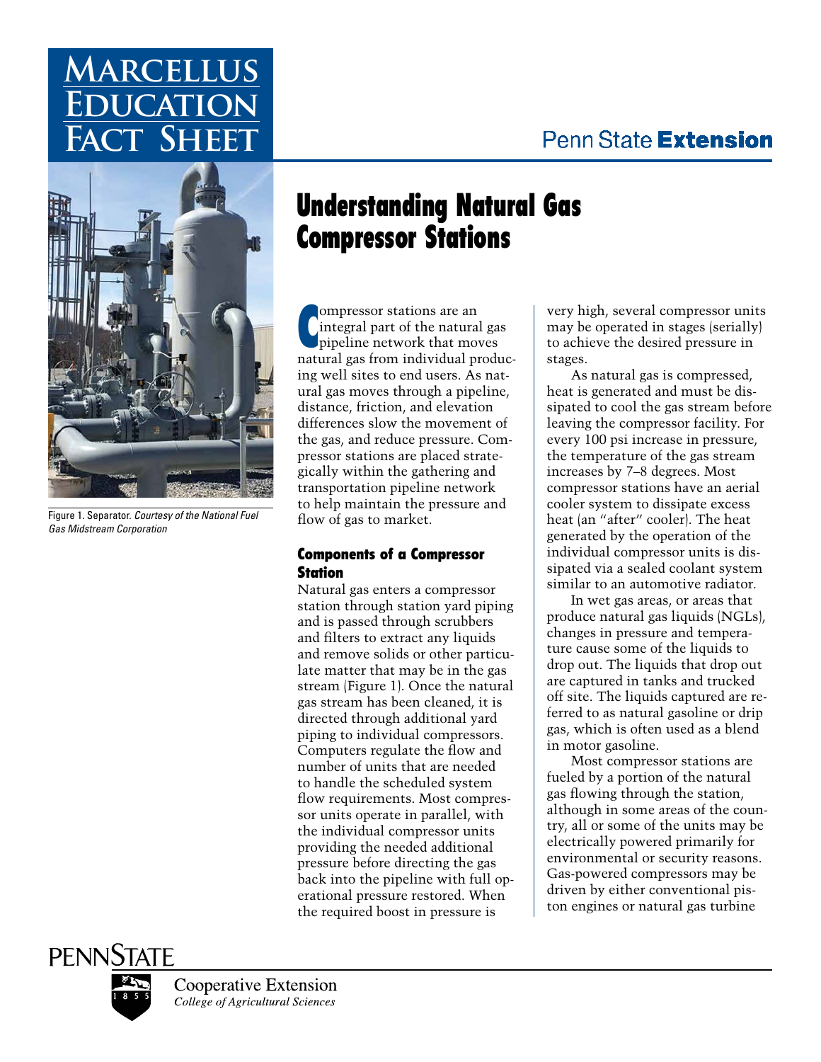# Marcellus Education Fact Sheet

Penn State Extension

Figure 1. Separator. *Courtesy of the National Fuel Gas Midstream Corporation*

# Understanding Natural Gas Compressor Stations

Compressor stations are an integral part of the natural gas pipeline network that moves natural gas from individual producing well sites to end users. As natural gas moves through a pipeline, distance, friction, and elevation differences slow the movement of the gas, and reduce pressure. Compressor stations are placed strategically within the gathering and transportation pipeline network to help maintain the pressure and flow of gas to market.

## Components of a Compressor Station

Natural gas enters a compressor station through station yard piping and is passed through scrubbers and filters to extract any liquids and remove solids or other particulate matter that may be in the gas stream (Figure 1). Once the natural gas stream has been cleaned, it is directed through additional yard piping to individual compressors. Computers regulate the flow and number of units that are needed to handle the scheduled system flow requirements. Most compressor units operate in parallel, with the individual compressor units providing the needed additional pressure before directing the gas back into the pipeline with full operational pressure restored. When the required boost in pressure is very high, several compressor units may be operated in stages (serially) to achieve the desired pressure in stages.

As natural gas is compressed, heat is generated and must be dissipated to cool the gas stream before leaving the compressor facility. For every 100 psi increase in pressure, the temperature of the gas stream increases by 7–8 degrees. Most compressor stations have an aerial cooler system to dissipate excess heat (an "after" cooler). The heat generated by the operation of the individual compressor units is dissipated via a sealed coolant system similar to an automotive radiator.

In wet gas areas, or areas that produce natural gas liquids (NGLs), changes in pressure and temperature cause some of the liquids to drop out. The liquids that drop out are captured in tanks and trucked off site. The liquids captured are referred to as natural gasoline or drip gas, which is often used as a blend in motor gasoline.

Most compressor stations are fueled by a portion of the natural gas flowing through the station, although in some areas of the country, all or some of the units may be electrically powered primarily for environmental or security reasons. Gas-powered compressors may be driven by either conventional piston engines or natural gas turbine

PENNSTATE

Cooperative Extension
*College of Agricultural Sciences*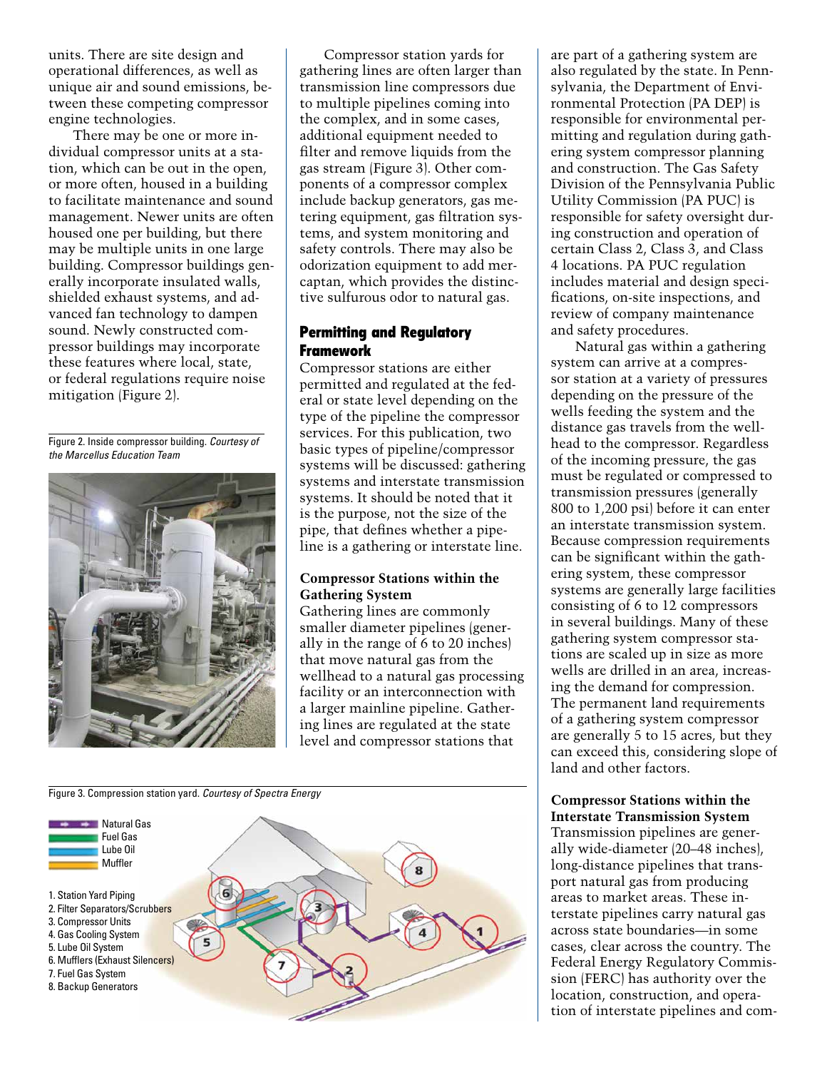units. There are site design and operational differences, as well as unique air and sound emissions, between these competing compressor engine technologies.

There may be one or more individual compressor units at a station, which can be out in the open, or more often, housed in a building to facilitate maintenance and sound management. Newer units are often housed one per building, but there may be multiple units in one large building. Compressor buildings generally incorporate insulated walls, shielded exhaust systems, and advanced fan technology to dampen sound. Newly constructed compressor buildings may incorporate these features where local, state, or federal regulations require noise mitigation (Figure 2).

Figure 2. Inside compressor building. *Courtesy of the Marcellus Education Team*

Compressor station yards for gathering lines are often larger than transmission line compressors due to multiple pipelines coming into the complex, and in some cases, additional equipment needed to filter and remove liquids from the gas stream (Figure 3). Other components of a compressor complex include backup generators, gas metering equipment, gas filtration systems, and system monitoring and safety controls. There may also be odorization equipment to add mercaptan, which provides the distinctive sulfurous odor to natural gas.

## Permitting and Regulatory Framework

Compressor stations are either permitted and regulated at the federal or state level depending on the type of the pipeline the compressor services. For this publication, two basic types of pipeline/compressor systems will be discussed: gathering systems and interstate transmission systems. It should be noted that it is the purpose, not the size of the pipe, that defines whether a pipeline is a gathering or interstate line.

### Compressor Stations within the Gathering System

Gathering lines are commonly smaller diameter pipelines (generally in the range of 6 to 20 inches) that move natural gas from the wellhead to a natural gas processing facility or an interconnection with a larger mainline pipeline. Gathering lines are regulated at the state level and compressor stations that are part of a gathering system are also regulated by the state. In Pennsylvania, the Department of Environmental Protection (PA DEP) is responsible for environmental permitting and regulation during gathering system compressor planning and construction. The Gas Safety Division of the Pennsylvania Public Utility Commission (PA PUC) is responsible for safety oversight during construction and operation of certain Class 2, Class 3, and Class 4 locations. PA PUC regulation includes material and design specifications, on-site inspections, and review of company maintenance and safety procedures.

Natural gas within a gathering system can arrive at a compressor station at a variety of pressures depending on the pressure of the wells feeding the system and the distance gas travels from the wellhead to the compressor. Regardless of the incoming pressure, the gas must be regulated or compressed to transmission pressures (generally 800 to 1,200 psi) before it can enter an interstate transmission system. Because compression requirements can be significant within the gathering system, these compressor systems are generally large facilities consisting of 6 to 12 compressors in several buildings. Many of these gathering system compressor stations are scaled up in size as more wells are drilled in an area, increasing the demand for compression. The permanent land requirements of a gathering system compressor are generally 5 to 15 acres, but they can exceed this, considering slope of land and other factors.

Figure 3. Compression station yard. *Courtesy of Spectra Energy*

Natural Gas
Fuel Gas
Lube Oil
Muffler

1. Station Yard Piping
2. Filter Separators/Scrubbers
3. Compressor Units
4. Gas Cooling System
5. Lube Oil System
6. Mufflers (Exhaust Silencers)
7. Fuel Gas System
8. Backup Generators

### Compressor Stations within the Interstate Transmission System

Transmission pipelines are generally wide-diameter (20–48 inches), long-distance pipelines that transport natural gas from producing areas to market areas. These interstate pipelines carry natural gas across state boundaries—in some cases, clear across the country. The Federal Energy Regulatory Commission (FERC) has authority over the location, construction, and operation of interstate pipelines and com-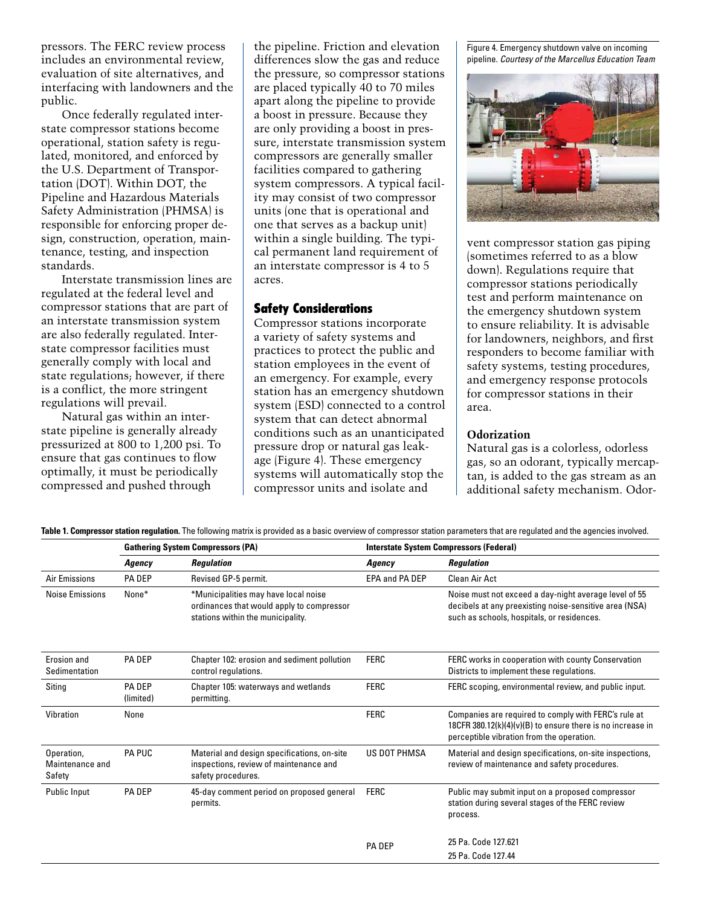pressors. The FERC review process includes an environmental review, evaluation of site alternatives, and interfacing with landowners and the public.

Once federally regulated interstate compressor stations become operational, station safety is regulated, monitored, and enforced by the U.S. Department of Transportation (DOT). Within DOT, the Pipeline and Hazardous Materials Safety Administration (PHMSA) is responsible for enforcing proper design, construction, operation, maintenance, testing, and inspection standards.

Interstate transmission lines are regulated at the federal level and compressor stations that are part of an interstate transmission system are also federally regulated. Interstate compressor facilities must generally comply with local and state regulations; however, if there is a conflict, the more stringent regulations will prevail.

Natural gas within an interstate pipeline is generally already pressurized at 800 to 1,200 psi. To ensure that gas continues to flow optimally, it must be periodically compressed and pushed through the pipeline. Friction and elevation differences slow the gas and reduce the pressure, so compressor stations are placed typically 40 to 70 miles apart along the pipeline to provide a boost in pressure. Because they are only providing a boost in pressure, interstate transmission system compressors are generally smaller facilities compared to gathering system compressors. A typical facility may consist of two compressor units (one that is operational and one that serves as a backup unit) within a single building. The typical permanent land requirement of an interstate compressor is 4 to 5 acres.

## Safety Considerations

Compressor stations incorporate a variety of safety systems and practices to protect the public and station employees in the event of an emergency. For example, every station has an emergency shutdown system (ESD) connected to a control system that can detect abnormal conditions such as an unanticipated pressure drop or natural gas leakage (Figure 4). These emergency systems will automatically stop the compressor units and isolate and vent compressor station gas piping (sometimes referred to as a blow down). Regulations require that compressor stations periodically test and perform maintenance on the emergency shutdown system to ensure reliability. It is advisable for landowners, neighbors, and first responders to become familiar with safety systems, testing procedures, and emergency response protocols for compressor stations in their area.

Figure 4. Emergency shutdown valve on incoming pipeline. *Courtesy of the Marcellus Education Team*

### Odorization

Natural gas is a colorless, odorless gas, so an odorant, typically mercaptan, is added to the gas stream as an additional safety mechanism. Odor-

**Table 1. Compressor station regulation.** The following matrix is provided as a basic overview of compressor station parameters that are regulated and the agencies involved.

| | Gathering System Compressors (PA) | | Interstate System Compressors (Federal) | |
|---|---|---|---|---|
| | ***Agency*** | ***Regulation*** | ***Agency*** | ***Regulation*** |
| Air Emissions | PA DEP | Revised GP-5 permit. | EPA and PA DEP | Clean Air Act |
| Noise Emissions | None* | *Municipalities may have local noise ordinances that would apply to compressor stations within the municipality. | | Noise must not exceed a day-night average level of 55 decibels at any preexisting noise-sensitive area (NSA) such as schools, hospitals, or residences. |
| Erosion and Sedimentation | PA DEP | Chapter 102: erosion and sediment pollution control regulations. | FERC | FERC works in cooperation with county Conservation Districts to implement these regulations. |
| Siting | PA DEP (limited) | Chapter 105: waterways and wetlands permitting. | FERC | FERC scoping, environmental review, and public input. |
| Vibration | None | | FERC | Companies are required to comply with FERC's rule at 18CFR 380.12(k)(4)(v)(B) to ensure there is no increase in perceptible vibration from the operation. |
| Operation, Maintenance and Safety | PA PUC | Material and design specifications, on-site inspections, review of maintenance and safety procedures. | US DOT PHMSA | Material and design specifications, on-site inspections, review of maintenance and safety procedures. |
| Public Input | PA DEP | 45-day comment period on proposed general permits. | FERC | Public may submit input on a proposed compressor station during several stages of the FERC review process. |
| | | | PA DEP | 25 Pa. Code 127.621<br>25 Pa. Code 127.44 |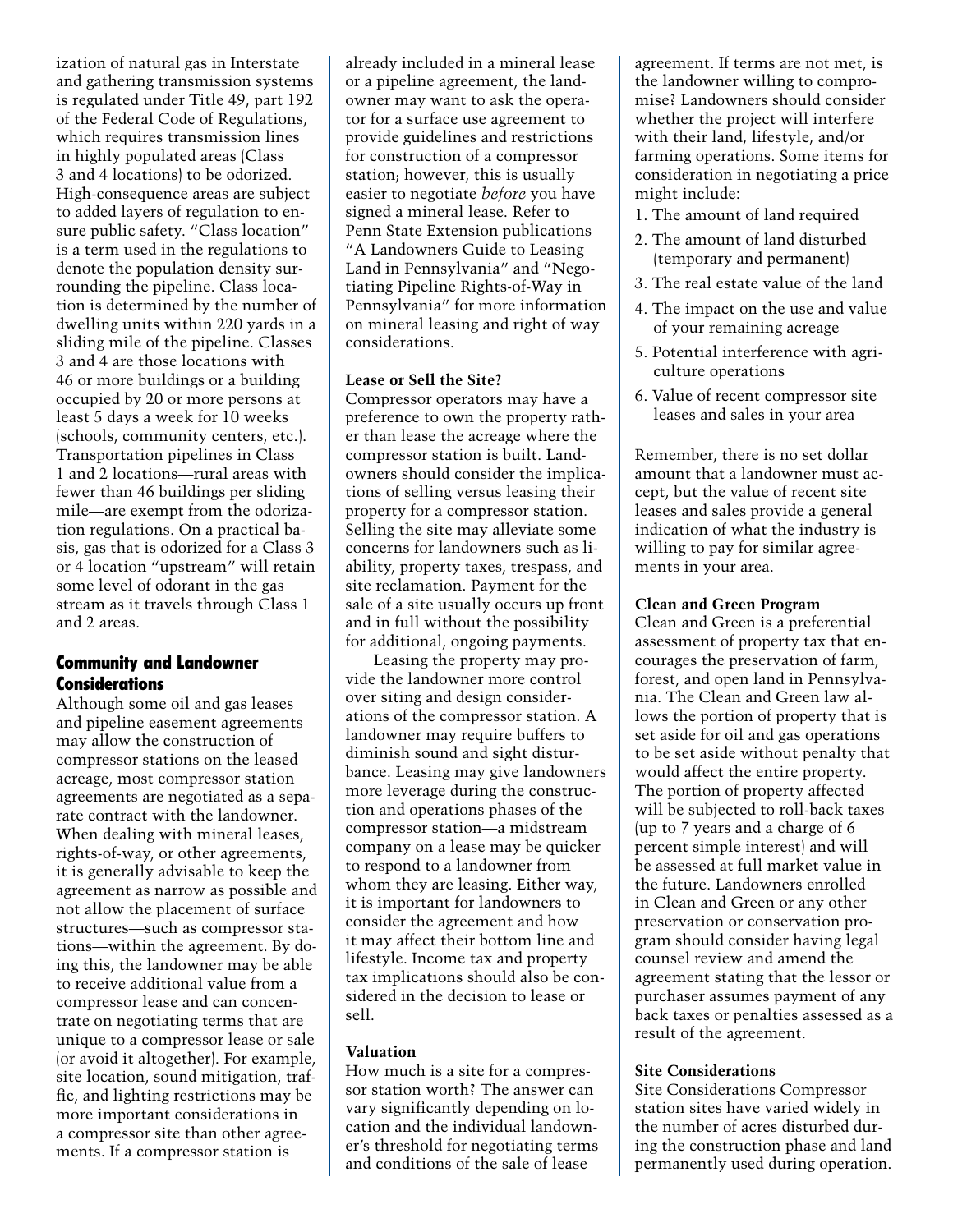ization of natural gas in Interstate and gathering transmission systems is regulated under Title 49, part 192 of the Federal Code of Regulations, which requires transmission lines in highly populated areas (Class 3 and 4 locations) to be odorized. High-consequence areas are subject to added layers of regulation to ensure public safety. "Class location" is a term used in the regulations to denote the population density surrounding the pipeline. Class location is determined by the number of dwelling units within 220 yards in a sliding mile of the pipeline. Classes 3 and 4 are those locations with 46 or more buildings or a building occupied by 20 or more persons at least 5 days a week for 10 weeks (schools, community centers, etc.). Transportation pipelines in Class 1 and 2 locations—rural areas with fewer than 46 buildings per sliding mile—are exempt from the odorization regulations. On a practical basis, gas that is odorized for a Class 3 or 4 location "upstream" will retain some level of odorant in the gas stream as it travels through Class 1 and 2 areas.

## Community and Landowner Considerations

Although some oil and gas leases and pipeline easement agreements may allow the construction of compressor stations on the leased acreage, most compressor station agreements are negotiated as a separate contract with the landowner. When dealing with mineral leases, rights-of-way, or other agreements, it is generally advisable to keep the agreement as narrow as possible and not allow the placement of surface structures—such as compressor stations—within the agreement. By doing this, the landowner may be able to receive additional value from a compressor lease and can concentrate on negotiating terms that are unique to a compressor lease or sale (or avoid it altogether). For example, site location, sound mitigation, traffic, and lighting restrictions may be more important considerations in a compressor site than other agreements. If a compressor station is already included in a mineral lease or a pipeline agreement, the landowner may want to ask the operator for a surface use agreement to provide guidelines and restrictions for construction of a compressor station; however, this is usually easier to negotiate *before* you have signed a mineral lease. Refer to Penn State Extension publications "A Landowners Guide to Leasing Land in Pennsylvania" and "Negotiating Pipeline Rights-of-Way in Pennsylvania" for more information on mineral leasing and right of way considerations.

### Lease or Sell the Site?

Compressor operators may have a preference to own the property rather than lease the acreage where the compressor station is built. Landowners should consider the implications of selling versus leasing their property for a compressor station. Selling the site may alleviate some concerns for landowners such as liability, property taxes, trespass, and site reclamation. Payment for the sale of a site usually occurs up front and in full without the possibility for additional, ongoing payments.

Leasing the property may provide the landowner more control over siting and design considerations of the compressor station. A landowner may require buffers to diminish sound and sight disturbance. Leasing may give landowners more leverage during the construction and operations phases of the compressor station—a midstream company on a lease may be quicker to respond to a landowner from whom they are leasing. Either way, it is important for landowners to consider the agreement and how it may affect their bottom line and lifestyle. Income tax and property tax implications should also be considered in the decision to lease or sell.

### Valuation

How much is a site for a compressor station worth? The answer can vary significantly depending on location and the individual landowner's threshold for negotiating terms and conditions of the sale of lease agreement. If terms are not met, is the landowner willing to compromise? Landowners should consider whether the project will interfere with their land, lifestyle, and/or farming operations. Some items for consideration in negotiating a price might include:

1. The amount of land required
2. The amount of land disturbed (temporary and permanent)
3. The real estate value of the land
4. The impact on the use and value of your remaining acreage
5. Potential interference with agriculture operations
6. Value of recent compressor site leases and sales in your area

Remember, there is no set dollar amount that a landowner must accept, but the value of recent site leases and sales provide a general indication of what the industry is willing to pay for similar agreements in your area.

### Clean and Green Program

Clean and Green is a preferential assessment of property tax that encourages the preservation of farm, forest, and open land in Pennsylvania. The Clean and Green law allows the portion of property that is set aside for oil and gas operations to be set aside without penalty that would affect the entire property. The portion of property affected will be subjected to roll-back taxes (up to 7 years and a charge of 6 percent simple interest) and will be assessed at full market value in the future. Landowners enrolled in Clean and Green or any other preservation or conservation program should consider having legal counsel review and amend the agreement stating that the lessor or purchaser assumes payment of any back taxes or penalties assessed as a result of the agreement.

### Site Considerations

Site Considerations Compressor station sites have varied widely in the number of acres disturbed during the construction phase and land permanently used during operation.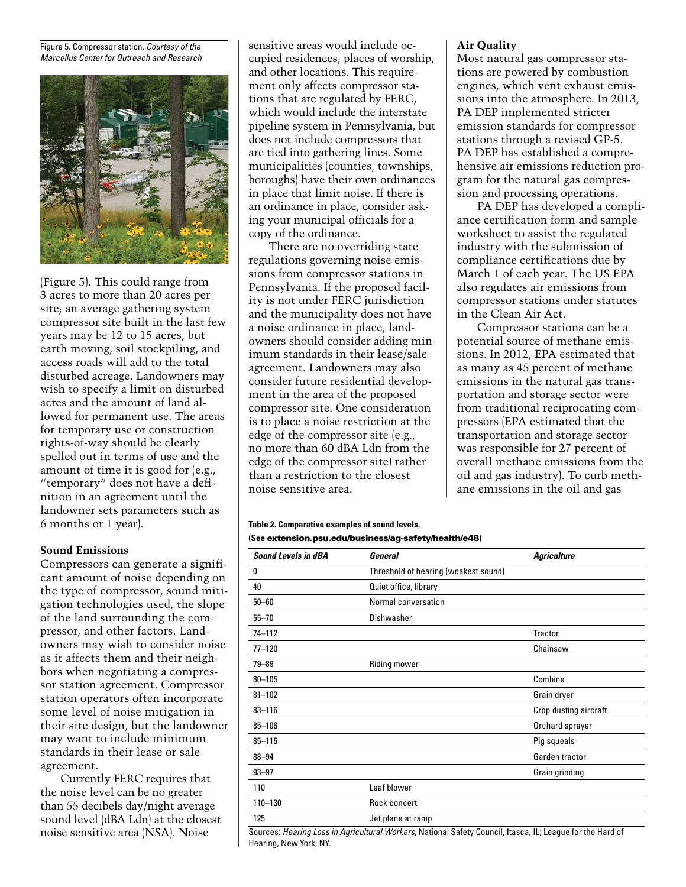Figure 5. Compressor station. *Courtesy of the Marcellus Center for Outreach and Research*

(Figure 5). This could range from 3 acres to more than 20 acres per site; an average gathering system compressor site built in the last few years may be 12 to 15 acres, but earth moving, soil stockpiling, and access roads will add to the total disturbed acreage. Landowners may wish to specify a limit on disturbed acres and the amount of land allowed for permanent use. The areas for temporary use or construction rights-of-way should be clearly spelled out in terms of use and the amount of time it is good for (e.g., "temporary" does not have a definition in an agreement until the landowner sets parameters such as 6 months or 1 year).

### Sound Emissions

Compressors can generate a significant amount of noise depending on the type of compressor, sound mitigation technologies used, the slope of the land surrounding the compressor, and other factors. Landowners may wish to consider noise as it affects them and their neighbors when negotiating a compressor station agreement. Compressor station operators often incorporate some level of noise mitigation in their site design, but the landowner may want to include minimum standards in their lease or sale agreement.

Currently FERC requires that the noise level can be no greater than 55 decibels day/night average sound level (dBA Ldn) at the closest noise sensitive area (NSA). Noise sensitive areas would include occupied residences, places of worship, and other locations. This requirement only affects compressor stations that are regulated by FERC, which would include the interstate pipeline system in Pennsylvania, but does not include compressors that are tied into gathering lines. Some municipalities (counties, townships, boroughs) have their own ordinances in place that limit noise. If there is an ordinance in place, consider asking your municipal officials for a copy of the ordinance.

There are no overriding state regulations governing noise emissions from compressor stations in Pennsylvania. If the proposed facility is not under FERC jurisdiction and the municipality does not have a noise ordinance in place, landowners should consider adding minimum standards in their lease/sale agreement. Landowners may also consider future residential development in the area of the proposed compressor site. One consideration is to place a noise restriction at the edge of the compressor site (e.g., no more than 60 dBA Ldn from the edge of the compressor site) rather than a restriction to the closest noise sensitive area.

### Air Quality

Most natural gas compressor stations are powered by combustion engines, which vent exhaust emissions into the atmosphere. In 2013, PA DEP implemented stricter emission standards for compressor stations through a revised GP-5. PA DEP has established a comprehensive air emissions reduction program for the natural gas compression and processing operations.

PA DEP has developed a compliance certification form and sample worksheet to assist the regulated industry with the submission of compliance certifications due by March 1 of each year. The US EPA also regulates air emissions from compressor stations under statutes in the Clean Air Act.

Compressor stations can be a potential source of methane emissions. In 2012, EPA estimated that as many as 45 percent of methane emissions in the natural gas transportation and storage sector were from traditional reciprocating compressors (EPA estimated that the transportation and storage sector was responsible for 27 percent of overall methane emissions from the oil and gas industry). To curb methane emissions in the oil and gas

**Table 2. Comparative examples of sound levels.**
**(See extension.psu.edu/business/ag-safety/health/e48)**

| *Sound Levels in dBA* | *General* | *Agriculture* |
|---|---|---|
| 0 | Threshold of hearing (weakest sound) | |
| 40 | Quiet office, library | |
| 50–60 | Normal conversation | |
| 55–70 | Dishwasher | |
| 74–112 | | Tractor |
| 77–120 | | Chainsaw |
| 79–89 | Riding mower | |
| 80–105 | | Combine |
| 81–102 | | Grain dryer |
| 83–116 | | Crop dusting aircraft |
| 85–106 | | Orchard sprayer |
| 85–115 | | Pig squeals |
| 88–94 | | Garden tractor |
| 93–97 | | Grain grinding |
| 110 | Leaf blower | |
| 110–130 | Rock concert | |
| 125 | Jet plane at ramp | |

Sources: *Hearing Loss in Agricultural Workers*, National Safety Council, Itasca, IL; League for the Hard of Hearing, New York, NY.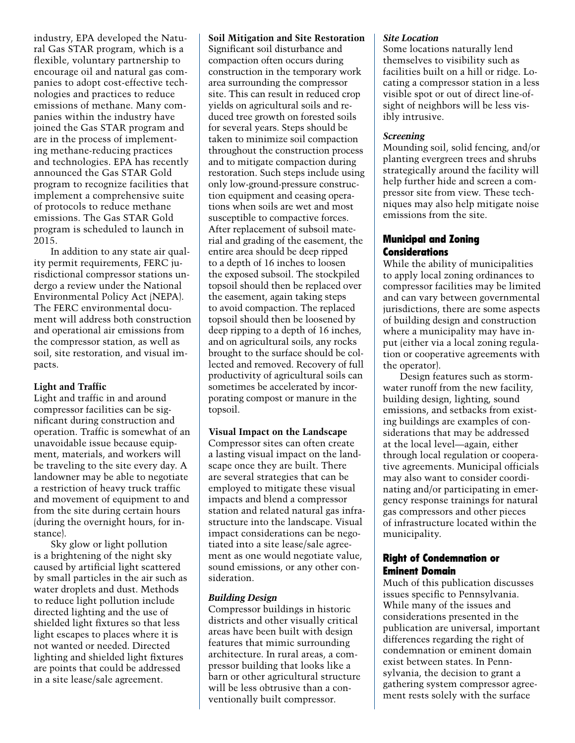industry, EPA developed the Natural Gas STAR program, which is a flexible, voluntary partnership to encourage oil and natural gas companies to adopt cost-effective technologies and practices to reduce emissions of methane. Many companies within the industry have joined the Gas STAR program and are in the process of implementing methane-reducing practices and technologies. EPA has recently announced the Gas STAR Gold program to recognize facilities that implement a comprehensive suite of protocols to reduce methane emissions. The Gas STAR Gold program is scheduled to launch in 2015.

In addition to any state air quality permit requirements, FERC jurisdictional compressor stations undergo a review under the National Environmental Policy Act (NEPA). The FERC environmental document will address both construction and operational air emissions from the compressor station, as well as soil, site restoration, and visual impacts.

### Light and Traffic

Light and traffic in and around compressor facilities can be significant during construction and operation. Traffic is somewhat of an unavoidable issue because equipment, materials, and workers will be traveling to the site every day. A landowner may be able to negotiate a restriction of heavy truck traffic and movement of equipment to and from the site during certain hours (during the overnight hours, for instance).

Sky glow or light pollution is a brightening of the night sky caused by artificial light scattered by small particles in the air such as water droplets and dust. Methods to reduce light pollution include directed lighting and the use of shielded light fixtures so that less light escapes to places where it is not wanted or needed. Directed lighting and shielded light fixtures are points that could be addressed in a site lease/sale agreement.

### Soil Mitigation and Site Restoration

Significant soil disturbance and compaction often occurs during construction in the temporary work area surrounding the compressor site. This can result in reduced crop yields on agricultural soils and reduced tree growth on forested soils for several years. Steps should be taken to minimize soil compaction throughout the construction process and to mitigate compaction during restoration. Such steps include using only low-ground-pressure construction equipment and ceasing operations when soils are wet and most susceptible to compactive forces. After replacement of subsoil material and grading of the easement, the entire area should be deep ripped to a depth of 16 inches to loosen the exposed subsoil. The stockpiled topsoil should then be replaced over the easement, again taking steps to avoid compaction. The replaced topsoil should then be loosened by deep ripping to a depth of 16 inches, and on agricultural soils, any rocks brought to the surface should be collected and removed. Recovery of full productivity of agricultural soils can sometimes be accelerated by incorporating compost or manure in the topsoil.

### Visual Impact on the Landscape

Compressor sites can often create a lasting visual impact on the landscape once they are built. There are several strategies that can be employed to mitigate these visual impacts and blend a compressor station and related natural gas infrastructure into the landscape. Visual impact considerations can be negotiated into a site lease/sale agreement as one would negotiate value, sound emissions, or any other consideration.

#### *Building Design*

Compressor buildings in historic districts and other visually critical areas have been built with design features that mimic surrounding architecture. In rural areas, a compressor building that looks like a barn or other agricultural structure will be less obtrusive than a conventionally built compressor.

#### *Site Location*

Some locations naturally lend themselves to visibility such as facilities built on a hill or ridge. Locating a compressor station in a less visible spot or out of direct line-of-sight of neighbors will be less visibly intrusive.

#### *Screening*

Mounding soil, solid fencing, and/or planting evergreen trees and shrubs strategically around the facility will help further hide and screen a compressor site from view. These techniques may also help mitigate noise emissions from the site.

## Municipal and Zoning Considerations

While the ability of municipalities to apply local zoning ordinances to compressor facilities may be limited and can vary between governmental jurisdictions, there are some aspects of building design and construction where a municipality may have input (either via a local zoning regulation or cooperative agreements with the operator).

Design features such as stormwater runoff from the new facility, building design, lighting, sound emissions, and setbacks from existing buildings are examples of considerations that may be addressed at the local level—again, either through local regulation or cooperative agreements. Municipal officials may also want to consider coordinating and/or participating in emergency response trainings for natural gas compressors and other pieces of infrastructure located within the municipality.

## Right of Condemnation or Eminent Domain

Much of this publication discusses issues specific to Pennsylvania. While many of the issues and considerations presented in the publication are universal, important differences regarding the right of condemnation or eminent domain exist between states. In Pennsylvania, the decision to grant a gathering system compressor agreement rests solely with the surface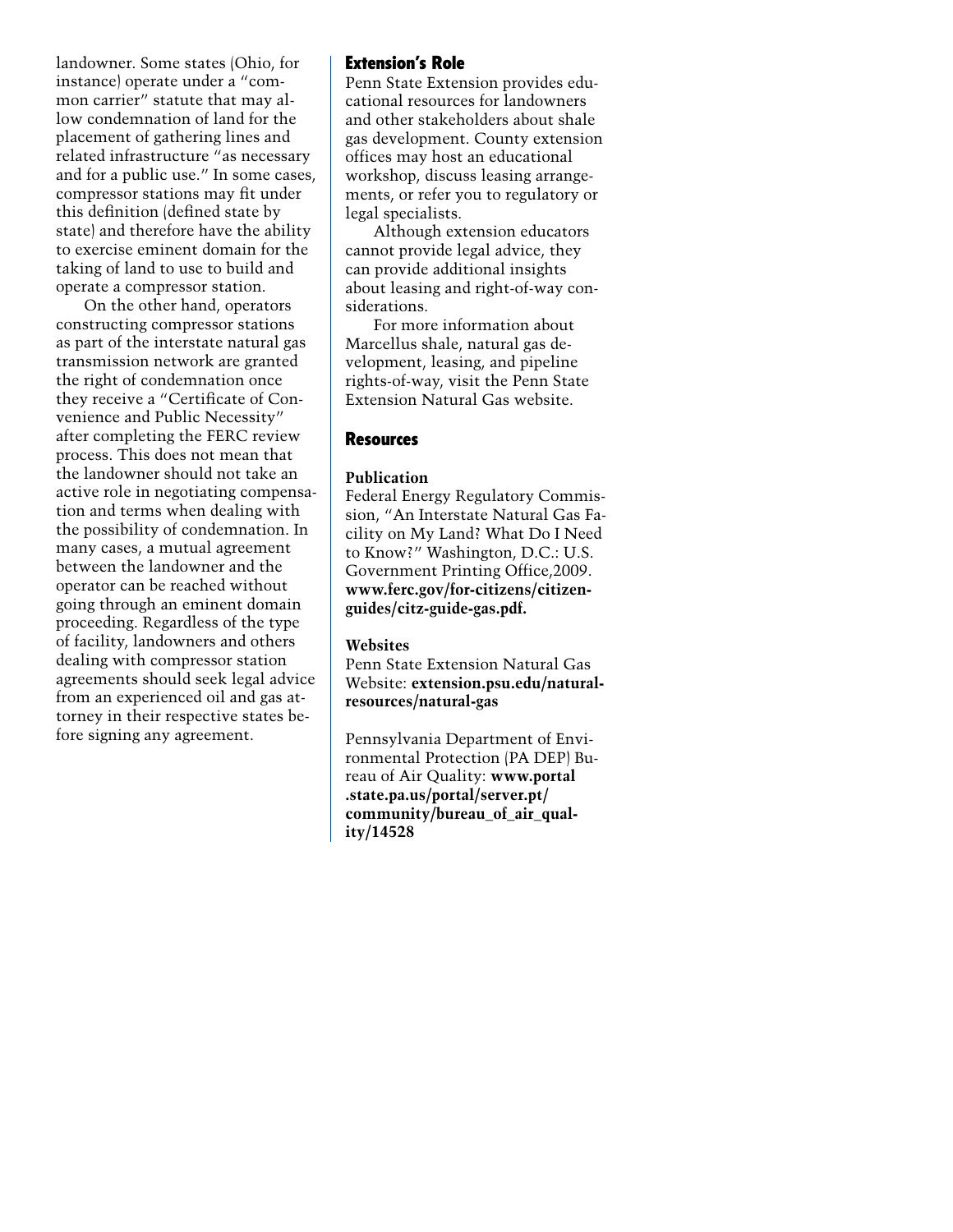landowner. Some states (Ohio, for instance) operate under a "common carrier" statute that may allow condemnation of land for the placement of gathering lines and related infrastructure "as necessary and for a public use." In some cases, compressor stations may fit under this definition (defined state by state) and therefore have the ability to exercise eminent domain for the taking of land to use to build and operate a compressor station.

On the other hand, operators constructing compressor stations as part of the interstate natural gas transmission network are granted the right of condemnation once they receive a "Certificate of Convenience and Public Necessity" after completing the FERC review process. This does not mean that the landowner should not take an active role in negotiating compensation and terms when dealing with the possibility of condemnation. In many cases, a mutual agreement between the landowner and the operator can be reached without going through an eminent domain proceeding. Regardless of the type of facility, landowners and others dealing with compressor station agreements should seek legal advice from an experienced oil and gas attorney in their respective states before signing any agreement.

## Extension's Role

Penn State Extension provides educational resources for landowners and other stakeholders about shale gas development. County extension offices may host an educational workshop, discuss leasing arrangements, or refer you to regulatory or legal specialists.

Although extension educators cannot provide legal advice, they can provide additional insights about leasing and right-of-way considerations.

For more information about Marcellus shale, natural gas development, leasing, and pipeline rights-of-way, visit the Penn State Extension Natural Gas website.

## Resources

### Publication

Federal Energy Regulatory Commission, "An Interstate Natural Gas Facility on My Land? What Do I Need to Know?" Washington, D.C.: U.S. Government Printing Office,2009. **www.ferc.gov/for-citizens/citizen-guides/citz-guide-gas.pdf.**

### Websites

Penn State Extension Natural Gas Website: **extension.psu.edu/natural-resources/natural-gas**

Pennsylvania Department of Environmental Protection (PA DEP) Bureau of Air Quality: **www.portal.state.pa.us/portal/server.pt/community/bureau_of_air_quality/14528**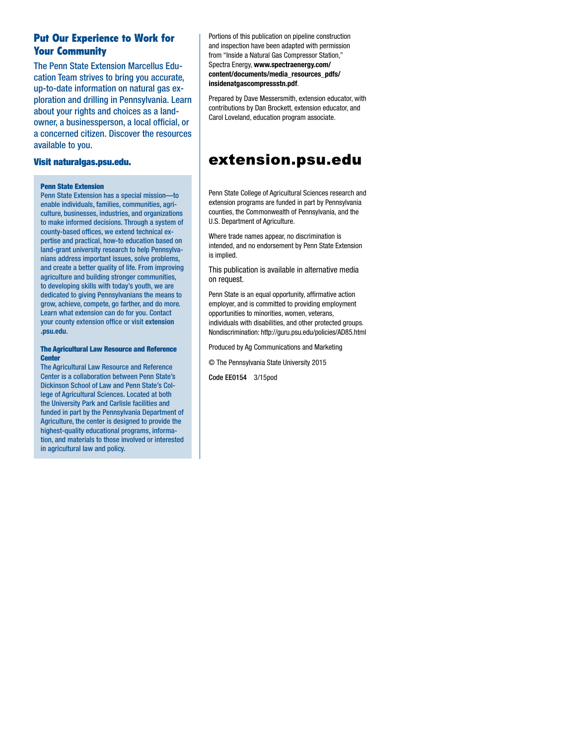## Put Our Experience to Work for Your Community

The Penn State Extension Marcellus Education Team strives to bring you accurate, up-to-date information on natural gas exploration and drilling in Pennsylvania. Learn about your rights and choices as a landowner, a businessperson, a local official, or a concerned citizen. Discover the resources available to you.

**Visit naturalgas.psu.edu.**

**Penn State Extension**
Penn State Extension has a special mission—to enable individuals, families, communities, agriculture, businesses, industries, and organizations to make informed decisions. Through a system of county-based offices, we extend technical expertise and practical, how-to education based on land-grant university research to help Pennsylvanians address important issues, solve problems, and create a better quality of life. From improving agriculture and building stronger communities, to developing skills with today's youth, we are dedicated to giving Pennsylvanians the means to grow, achieve, compete, go farther, and do more. Learn what extension can do for you. Contact your county extension office or visit **extension.psu.edu**.

**The Agricultural Law Resource and Reference Center**
The Agricultural Law Resource and Reference Center is a collaboration between Penn State's Dickinson School of Law and Penn State's College of Agricultural Sciences. Located at both the University Park and Carlisle facilities and funded in part by the Pennsylvania Department of Agriculture, the center is designed to provide the highest-quality educational programs, information, and materials to those involved or interested in agricultural law and policy.

Portions of this publication on pipeline construction and inspection have been adapted with permission from "Inside a Natural Gas Compressor Station," Spectra Energy, **www.spectraenergy.com/content/documents/media_resources_pdfs/insidenatgascompressstn.pdf**.

Prepared by Dave Messersmith, extension educator, with contributions by Dan Brockett, extension educator, and Carol Loveland, education program associate.

# extension.psu.edu

Penn State College of Agricultural Sciences research and extension programs are funded in part by Pennsylvania counties, the Commonwealth of Pennsylvania, and the U.S. Department of Agriculture.

Where trade names appear, no discrimination is intended, and no endorsement by Penn State Extension is implied.

This publication is available in alternative media on request.

Penn State is an equal opportunity, affirmative action employer, and is committed to providing employment opportunities to minorities, women, veterans, individuals with disabilities, and other protected groups. Nondiscrimination: http://guru.psu.edu/policies/AD85.html

Produced by Ag Communications and Marketing

© The Pennsylvania State University 2015

Code EE0154 3/15pod